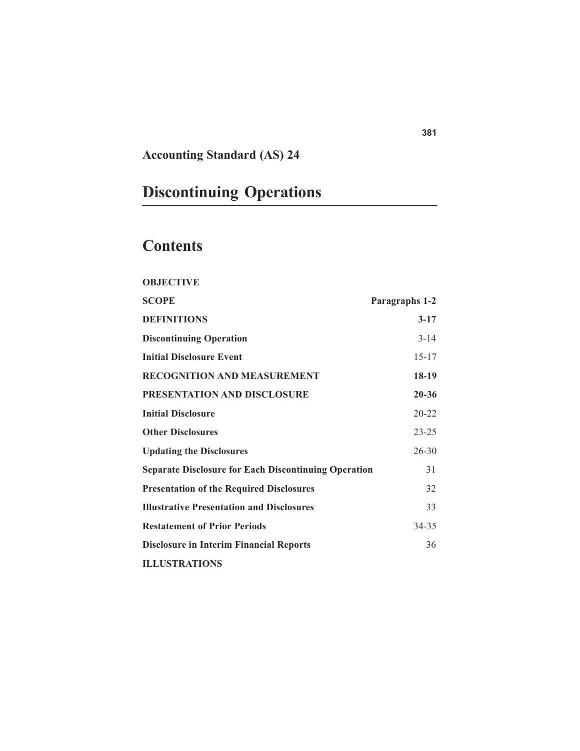## Accounting Standard (AS) 24

# Discontinuing Operations

## Contents

| | |
|---|---|
| **OBJECTIVE** | |
| **SCOPE** | **Paragraphs 1-2** |
| **DEFINITIONS** | **3-17** |
| **Discontinuing Operation** | 3-14 |
| **Initial Disclosure Event** | 15-17 |
| **RECOGNITION AND MEASUREMENT** | **18-19** |
| **PRESENTATION AND DISCLOSURE** | **20-36** |
| **Initial Disclosure** | 20-22 |
| **Other Disclosures** | 23-25 |
| **Updating the Disclosures** | 26-30 |
| **Separate Disclosure for Each Discontinuing Operation** | 31 |
| **Presentation of the Required Disclosures** | 32 |
| **Illustrative Presentation and Disclosures** | 33 |
| **Restatement of Prior Periods** | 34-35 |
| **Disclosure in Interim Financial Reports** | 36 |
| **ILLUSTRATIONS** | |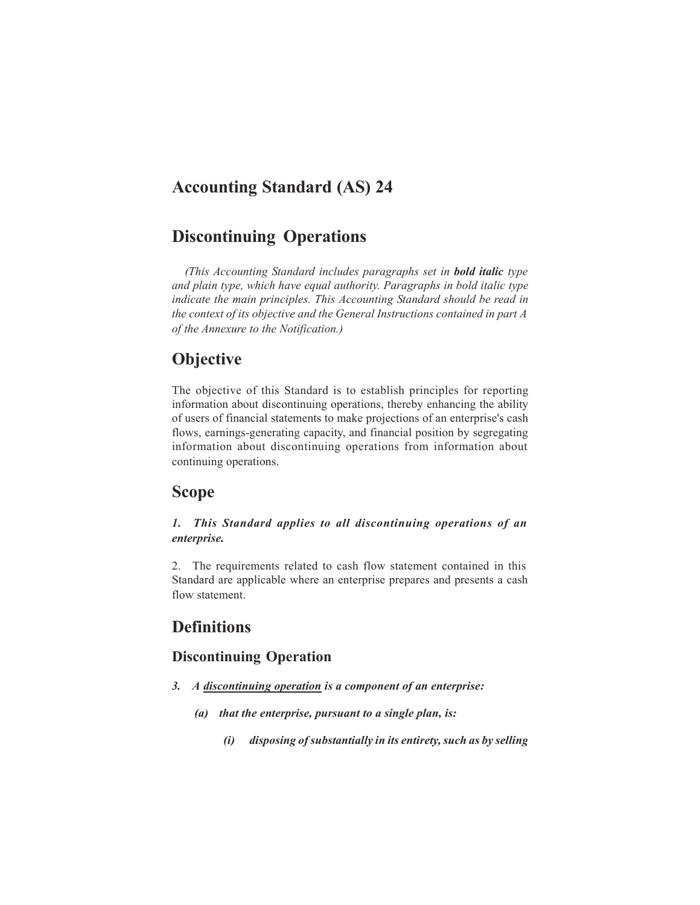# Accounting Standard (AS) 24

# Discontinuing Operations

*(This Accounting Standard includes paragraphs set in* ***bold italic*** *type and plain type, which have equal authority. Paragraphs in bold italic type indicate the main principles. This Accounting Standard should be read in the context of its objective and the General Instructions contained in part A of the Annexure to the Notification.)*

## Objective

The objective of this Standard is to establish principles for reporting information about discontinuing operations, thereby enhancing the ability of users of financial statements to make projections of an enterprise's cash flows, earnings-generating capacity, and financial position by segregating information about discontinuing operations from information about continuing operations.

## Scope

***1. This Standard applies to all discontinuing operations of an enterprise.***

2. The requirements related to cash flow statement contained in this Standard are applicable where an enterprise prepares and presents a cash flow statement.

## Definitions

### Discontinuing Operation

***3. A <u>discontinuing operation</u> is a component of an enterprise:***

> ***(a) that the enterprise, pursuant to a single plan, is:***
>
> > ***(i) disposing of substantially in its entirety, such as by selling***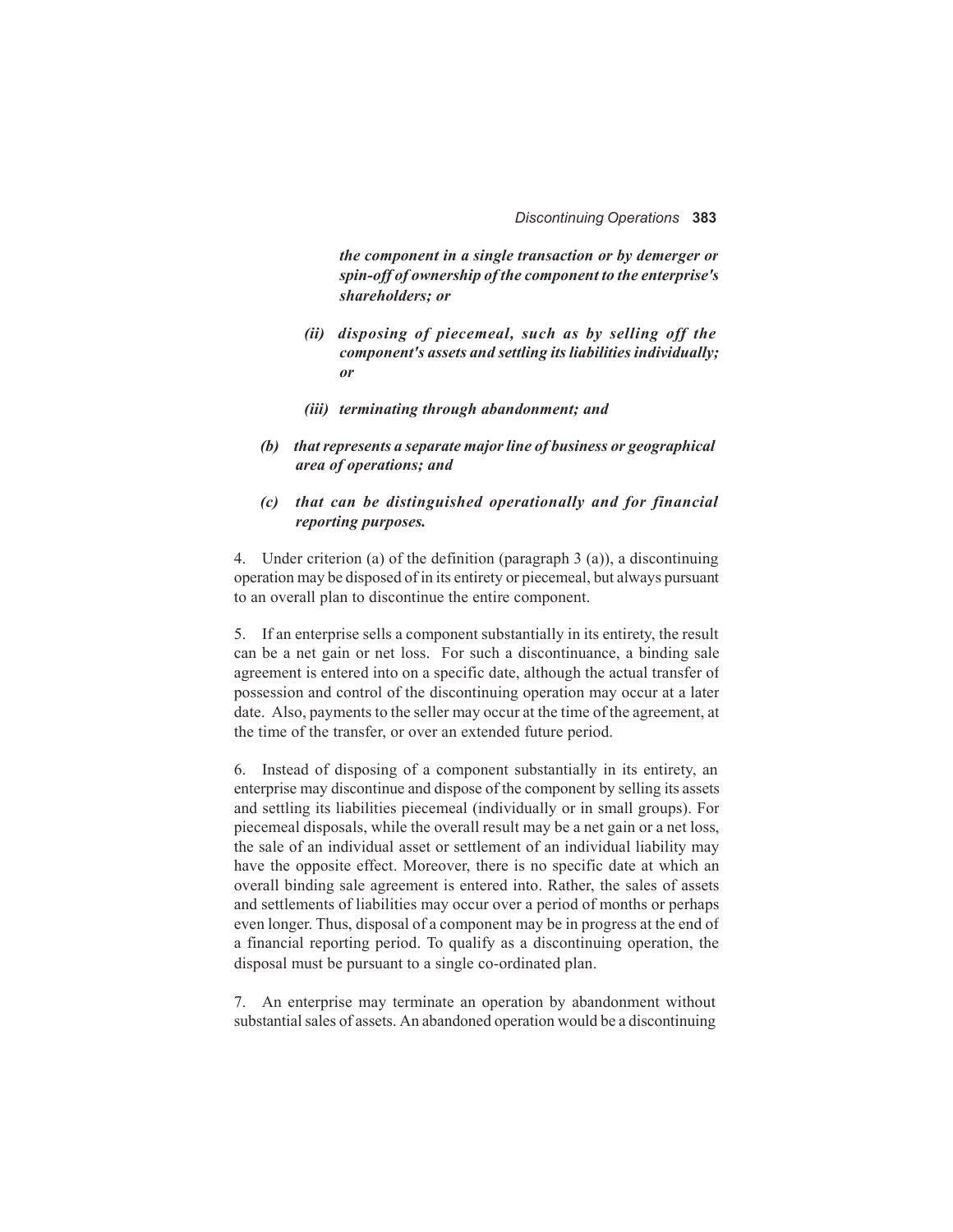***the component in a single transaction or by demerger or spin-off of ownership of the component to the enterprise's shareholders; or***

***(ii) disposing of piecemeal, such as by selling off the component's assets and settling its liabilities individually; or***

***(iii) terminating through abandonment; and***

***(b) that represents a separate major line of business or geographical area of operations; and***

***(c) that can be distinguished operationally and for financial reporting purposes.***

4. Under criterion (a) of the definition (paragraph 3 (a)), a discontinuing operation may be disposed of in its entirety or piecemeal, but always pursuant to an overall plan to discontinue the entire component.

5. If an enterprise sells a component substantially in its entirety, the result can be a net gain or net loss. For such a discontinuance, a binding sale agreement is entered into on a specific date, although the actual transfer of possession and control of the discontinuing operation may occur at a later date. Also, payments to the seller may occur at the time of the agreement, at the time of the transfer, or over an extended future period.

6. Instead of disposing of a component substantially in its entirety, an enterprise may discontinue and dispose of the component by selling its assets and settling its liabilities piecemeal (individually or in small groups). For piecemeal disposals, while the overall result may be a net gain or a net loss, the sale of an individual asset or settlement of an individual liability may have the opposite effect. Moreover, there is no specific date at which an overall binding sale agreement is entered into. Rather, the sales of assets and settlements of liabilities may occur over a period of months or perhaps even longer. Thus, disposal of a component may be in progress at the end of a financial reporting period. To qualify as a discontinuing operation, the disposal must be pursuant to a single co-ordinated plan.

7. An enterprise may terminate an operation by abandonment without substantial sales of assets. An abandoned operation would be a discontinuing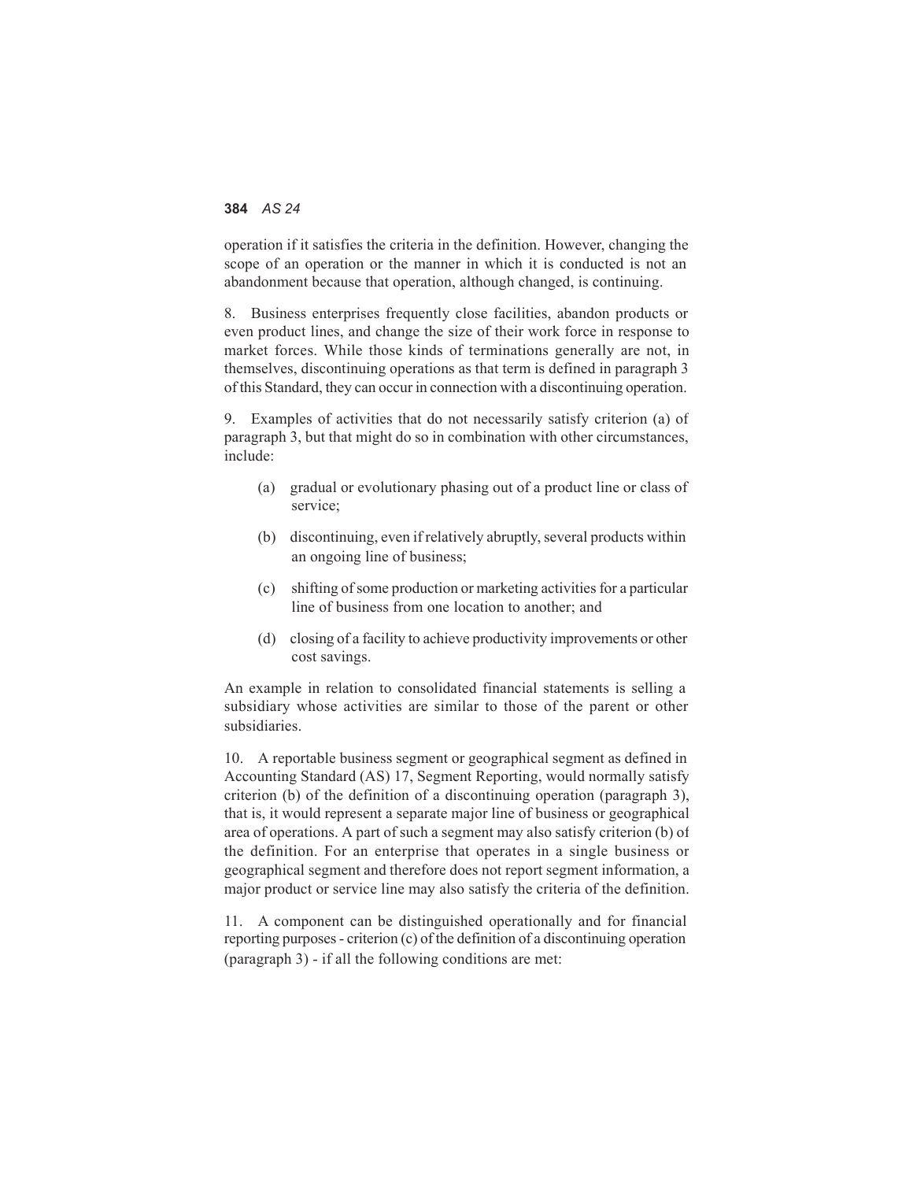operation if it satisfies the criteria in the definition. However, changing the scope of an operation or the manner in which it is conducted is not an abandonment because that operation, although changed, is continuing.

8. Business enterprises frequently close facilities, abandon products or even product lines, and change the size of their work force in response to market forces. While those kinds of terminations generally are not, in themselves, discontinuing operations as that term is defined in paragraph 3 of this Standard, they can occur in connection with a discontinuing operation.

9. Examples of activities that do not necessarily satisfy criterion (a) of paragraph 3, but that might do so in combination with other circumstances, include:

(a) gradual or evolutionary phasing out of a product line or class of service;

(b) discontinuing, even if relatively abruptly, several products within an ongoing line of business;

(c) shifting of some production or marketing activities for a particular line of business from one location to another; and

(d) closing of a facility to achieve productivity improvements or other cost savings.

An example in relation to consolidated financial statements is selling a subsidiary whose activities are similar to those of the parent or other subsidiaries.

10. A reportable business segment or geographical segment as defined in Accounting Standard (AS) 17, Segment Reporting, would normally satisfy criterion (b) of the definition of a discontinuing operation (paragraph 3), that is, it would represent a separate major line of business or geographical area of operations. A part of such a segment may also satisfy criterion (b) of the definition. For an enterprise that operates in a single business or geographical segment and therefore does not report segment information, a major product or service line may also satisfy the criteria of the definition.

11. A component can be distinguished operationally and for financial reporting purposes - criterion (c) of the definition of a discontinuing operation (paragraph 3) - if all the following conditions are met: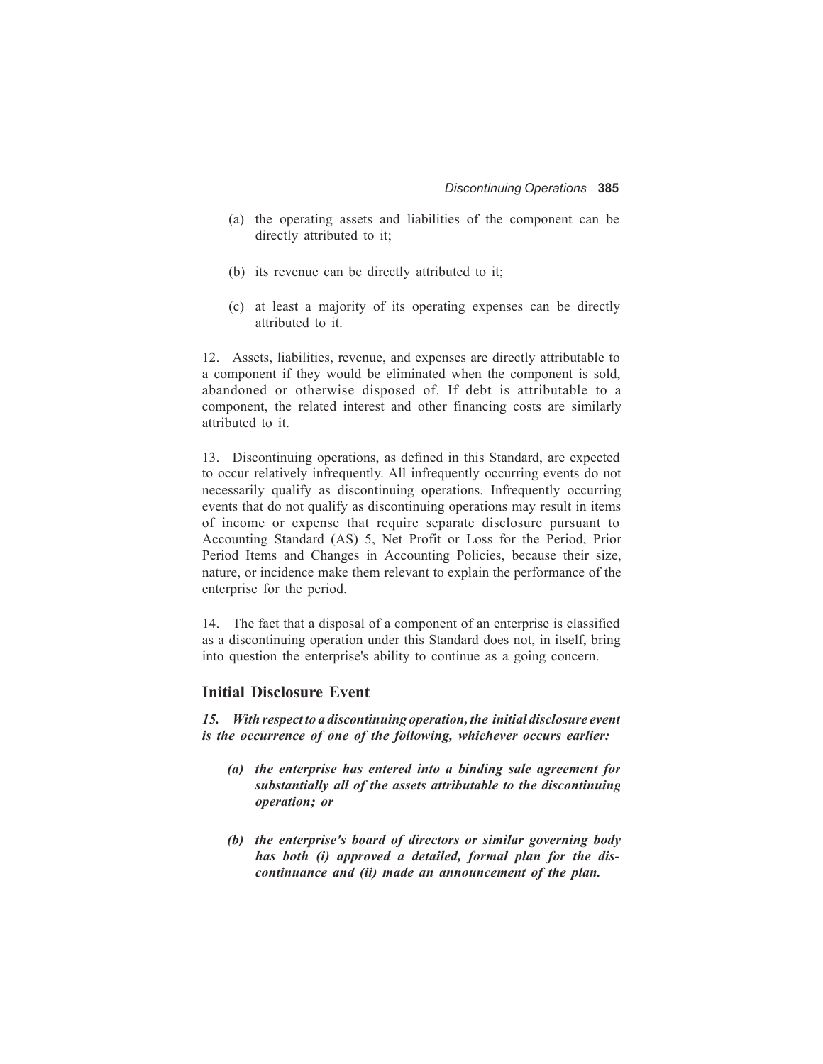(a) the operating assets and liabilities of the component can be directly attributed to it;

(b) its revenue can be directly attributed to it;

(c) at least a majority of its operating expenses can be directly attributed to it.

12. Assets, liabilities, revenue, and expenses are directly attributable to a component if they would be eliminated when the component is sold, abandoned or otherwise disposed of. If debt is attributable to a component, the related interest and other financing costs are similarly attributed to it.

13. Discontinuing operations, as defined in this Standard, are expected to occur relatively infrequently. All infrequently occurring events do not necessarily qualify as discontinuing operations. Infrequently occurring events that do not qualify as discontinuing operations may result in items of income or expense that require separate disclosure pursuant to Accounting Standard (AS) 5, Net Profit or Loss for the Period, Prior Period Items and Changes in Accounting Policies, because their size, nature, or incidence make them relevant to explain the performance of the enterprise for the period.

14. The fact that a disposal of a component of an enterprise is classified as a discontinuing operation under this Standard does not, in itself, bring into question the enterprise's ability to continue as a going concern.

## Initial Disclosure Event

***15. With respect to a discontinuing operation, the <u>initial disclosure event</u> is the occurrence of one of the following, whichever occurs earlier:***

***(a) the enterprise has entered into a binding sale agreement for substantially all of the assets attributable to the discontinuing operation; or***

***(b) the enterprise's board of directors or similar governing body has both (i) approved a detailed, formal plan for the discontinuance and (ii) made an announcement of the plan.***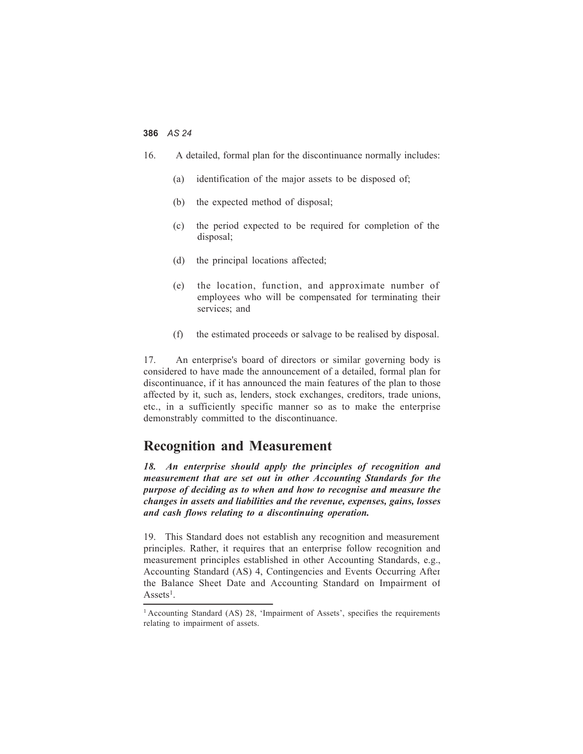16. A detailed, formal plan for the discontinuance normally includes:

(a) identification of the major assets to be disposed of;

(b) the expected method of disposal;

(c) the period expected to be required for completion of the disposal;

(d) the principal locations affected;

(e) the location, function, and approximate number of employees who will be compensated for terminating their services; and

(f) the estimated proceeds or salvage to be realised by disposal.

17. An enterprise's board of directors or similar governing body is considered to have made the announcement of a detailed, formal plan for discontinuance, if it has announced the main features of the plan to those affected by it, such as, lenders, stock exchanges, creditors, trade unions, etc., in a sufficiently specific manner so as to make the enterprise demonstrably committed to the discontinuance.

## Recognition and Measurement

***18. An enterprise should apply the principles of recognition and measurement that are set out in other Accounting Standards for the purpose of deciding as to when and how to recognise and measure the changes in assets and liabilities and the revenue, expenses, gains, losses and cash flows relating to a discontinuing operation.***

19. This Standard does not establish any recognition and measurement principles. Rather, it requires that an enterprise follow recognition and measurement principles established in other Accounting Standards, e.g., Accounting Standard (AS) 4, Contingencies and Events Occurring After the Balance Sheet Date and Accounting Standard on Impairment of Assets[1].

[1] Accounting Standard (AS) 28, 'Impairment of Assets', specifies the requirements relating to impairment of assets.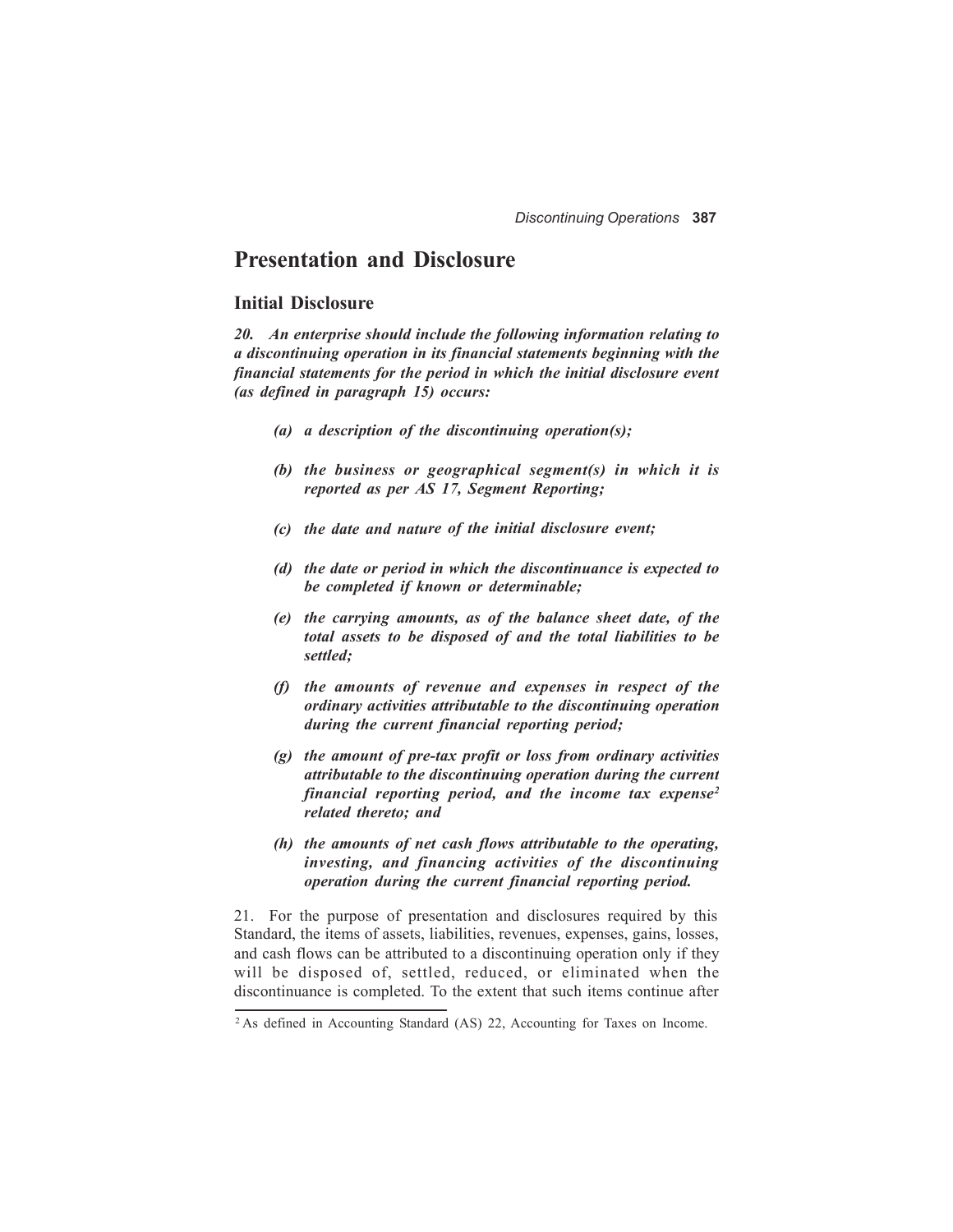## Presentation and Disclosure

### Initial Disclosure

***20. An enterprise should include the following information relating to a discontinuing operation in its financial statements beginning with the financial statements for the period in which the initial disclosure event (as defined in paragraph 15) occurs:***

- ***(a) a description of the discontinuing operation(s);***
- ***(b) the business or geographical segment(s) in which it is reported as per AS 17, Segment Reporting;***
- ***(c) the date and nature of the initial disclosure event;***
- ***(d) the date or period in which the discontinuance is expected to be completed if known or determinable;***
- ***(e) the carrying amounts, as of the balance sheet date, of the total assets to be disposed of and the total liabilities to be settled;***
- ***(f) the amounts of revenue and expenses in respect of the ordinary activities attributable to the discontinuing operation during the current financial reporting period;***
- ***(g) the amount of pre-tax profit or loss from ordinary activities attributable to the discontinuing operation during the current financial reporting period, and the income tax expense[2] related thereto; and***
- ***(h) the amounts of net cash flows attributable to the operating, investing, and financing activities of the discontinuing operation during the current financial reporting period.***

21. For the purpose of presentation and disclosures required by this Standard, the items of assets, liabilities, revenues, expenses, gains, losses, and cash flows can be attributed to a discontinuing operation only if they will be disposed of, settled, reduced, or eliminated when the discontinuance is completed. To the extent that such items continue after

[2] As defined in Accounting Standard (AS) 22, Accounting for Taxes on Income.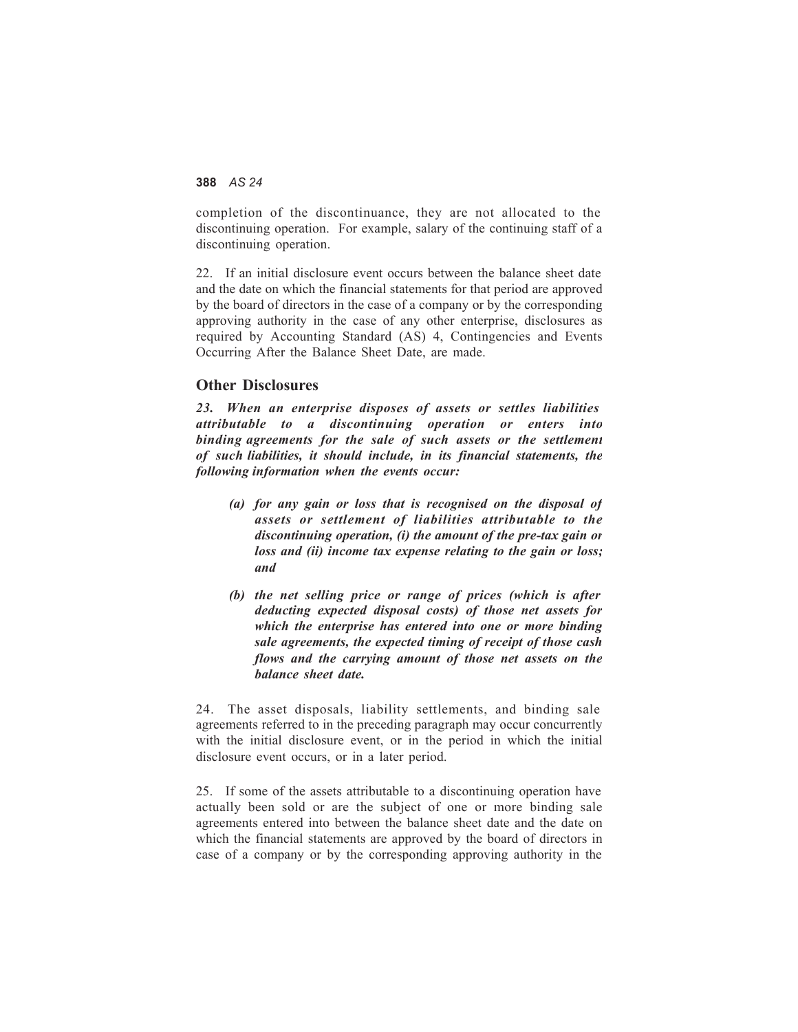completion of the discontinuance, they are not allocated to the discontinuing operation. For example, salary of the continuing staff of a discontinuing operation.

22. If an initial disclosure event occurs between the balance sheet date and the date on which the financial statements for that period are approved by the board of directors in the case of a company or by the corresponding approving authority in the case of any other enterprise, disclosures as required by Accounting Standard (AS) 4, Contingencies and Events Occurring After the Balance Sheet Date, are made.

## Other Disclosures

***23. When an enterprise disposes of assets or settles liabilities attributable to a discontinuing operation or enters into binding agreements for the sale of such assets or the settlement of such liabilities, it should include, in its financial statements, the following information when the events occur:***

> ***(a) for any gain or loss that is recognised on the disposal of assets or settlement of liabilities attributable to the discontinuing operation, (i) the amount of the pre-tax gain or loss and (ii) income tax expense relating to the gain or loss; and***
>
> ***(b) the net selling price or range of prices (which is after deducting expected disposal costs) of those net assets for which the enterprise has entered into one or more binding sale agreements, the expected timing of receipt of those cash flows and the carrying amount of those net assets on the balance sheet date.***

24. The asset disposals, liability settlements, and binding sale agreements referred to in the preceding paragraph may occur concurrently with the initial disclosure event, or in the period in which the initial disclosure event occurs, or in a later period.

25. If some of the assets attributable to a discontinuing operation have actually been sold or are the subject of one or more binding sale agreements entered into between the balance sheet date and the date on which the financial statements are approved by the board of directors in case of a company or by the corresponding approving authority in the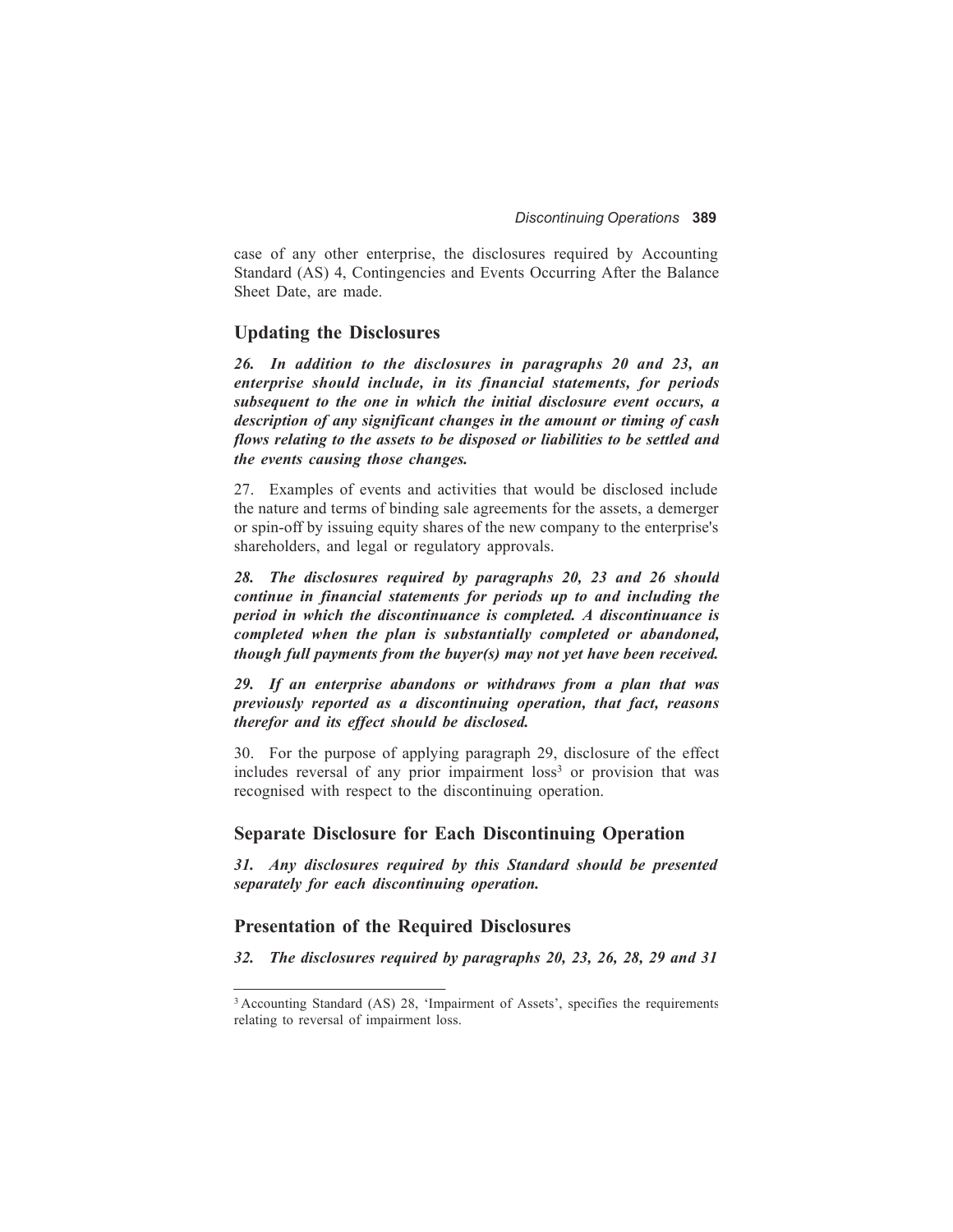case of any other enterprise, the disclosures required by Accounting Standard (AS) 4, Contingencies and Events Occurring After the Balance Sheet Date, are made.

## Updating the Disclosures

***26. In addition to the disclosures in paragraphs 20 and 23, an enterprise should include, in its financial statements, for periods subsequent to the one in which the initial disclosure event occurs, a description of any significant changes in the amount or timing of cash flows relating to the assets to be disposed or liabilities to be settled and the events causing those changes.***

27. Examples of events and activities that would be disclosed include the nature and terms of binding sale agreements for the assets, a demerger or spin-off by issuing equity shares of the new company to the enterprise's shareholders, and legal or regulatory approvals.

***28. The disclosures required by paragraphs 20, 23 and 26 should continue in financial statements for periods up to and including the period in which the discontinuance is completed. A discontinuance is completed when the plan is substantially completed or abandoned, though full payments from the buyer(s) may not yet have been received.***

***29. If an enterprise abandons or withdraws from a plan that was previously reported as a discontinuing operation, that fact, reasons therefor and its effect should be disclosed.***

30. For the purpose of applying paragraph 29, disclosure of the effect includes reversal of any prior impairment loss[3] or provision that was recognised with respect to the discontinuing operation.

## Separate Disclosure for Each Discontinuing Operation

***31. Any disclosures required by this Standard should be presented separately for each discontinuing operation.***

## Presentation of the Required Disclosures

***32. The disclosures required by paragraphs 20, 23, 26, 28, 29 and 31***

---

[3] Accounting Standard (AS) 28, 'Impairment of Assets', specifies the requirements relating to reversal of impairment loss.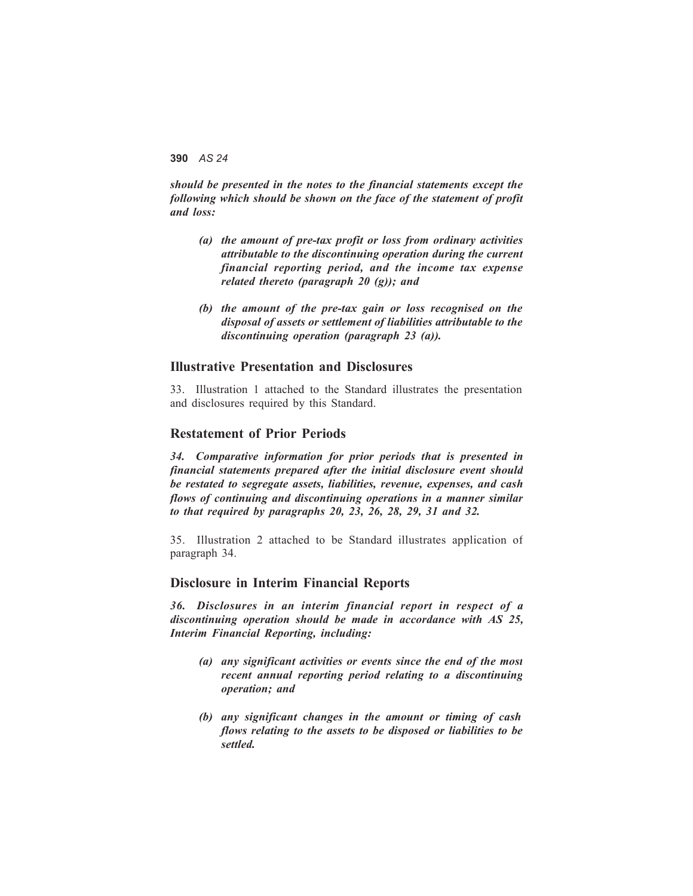***should be presented in the notes to the financial statements except the following which should be shown on the face of the statement of profit and loss:***

- ***(a) the amount of pre-tax profit or loss from ordinary activities attributable to the discontinuing operation during the current financial reporting period, and the income tax expense related thereto (paragraph 20 (g)); and***

- ***(b) the amount of the pre-tax gain or loss recognised on the disposal of assets or settlement of liabilities attributable to the discontinuing operation (paragraph 23 (a)).***

## Illustrative Presentation and Disclosures

33. Illustration 1 attached to the Standard illustrates the presentation and disclosures required by this Standard.

## Restatement of Prior Periods

***34. Comparative information for prior periods that is presented in financial statements prepared after the initial disclosure event should be restated to segregate assets, liabilities, revenue, expenses, and cash flows of continuing and discontinuing operations in a manner similar to that required by paragraphs 20, 23, 26, 28, 29, 31 and 32.***

35. Illustration 2 attached to be Standard illustrates application of paragraph 34.

## Disclosure in Interim Financial Reports

***36. Disclosures in an interim financial report in respect of a discontinuing operation should be made in accordance with AS 25, Interim Financial Reporting, including:***

- ***(a) any significant activities or events since the end of the most recent annual reporting period relating to a discontinuing operation; and***

- ***(b) any significant changes in the amount or timing of cash flows relating to the assets to be disposed or liabilities to be settled.***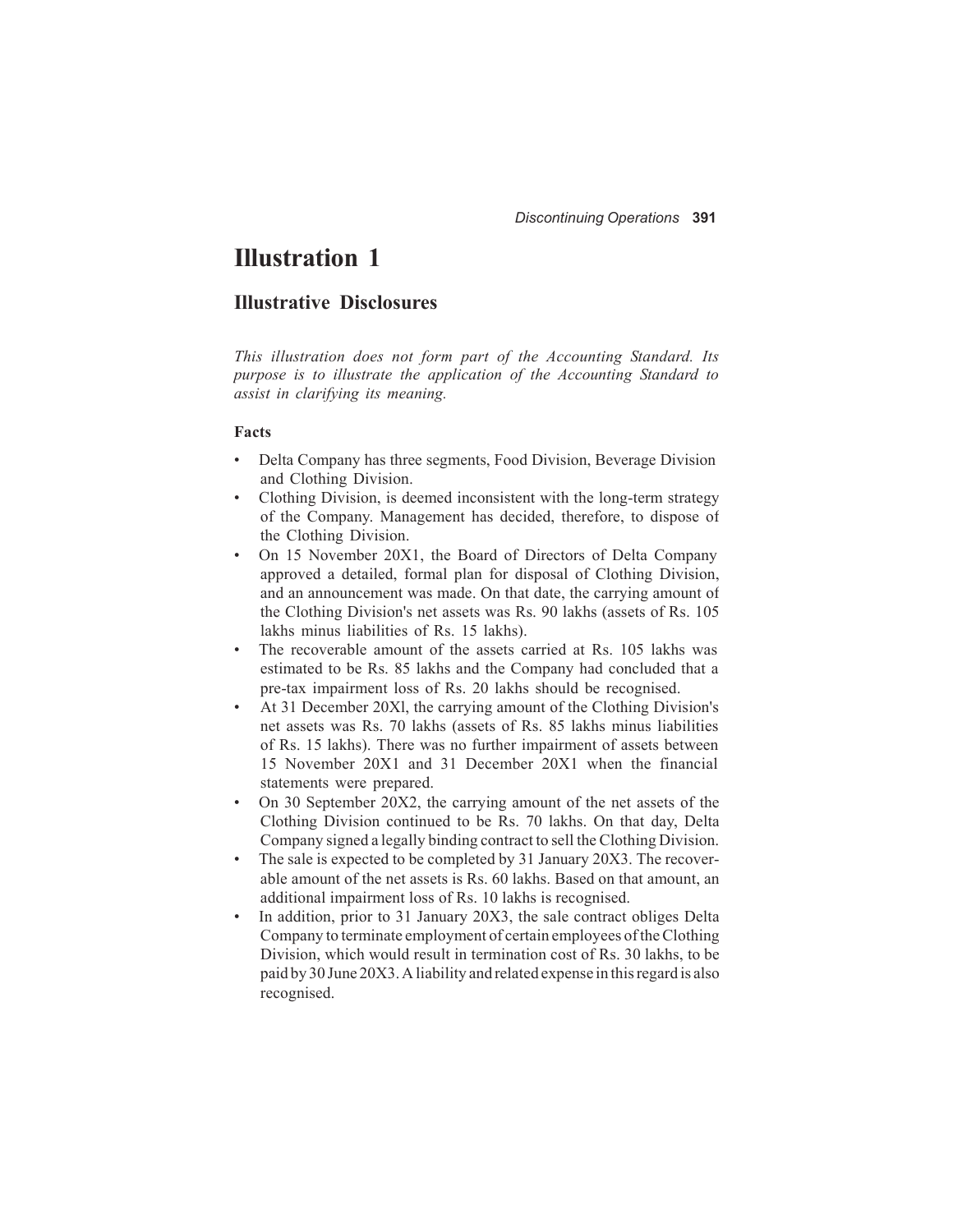# Illustration 1

## Illustrative Disclosures

*This illustration does not form part of the Accounting Standard. Its purpose is to illustrate the application of the Accounting Standard to assist in clarifying its meaning.*

**Facts**

- Delta Company has three segments, Food Division, Beverage Division and Clothing Division.
- Clothing Division, is deemed inconsistent with the long-term strategy of the Company. Management has decided, therefore, to dispose of the Clothing Division.
- On 15 November 20X1, the Board of Directors of Delta Company approved a detailed, formal plan for disposal of Clothing Division, and an announcement was made. On that date, the carrying amount of the Clothing Division's net assets was Rs. 90 lakhs (assets of Rs. 105 lakhs minus liabilities of Rs. 15 lakhs).
- The recoverable amount of the assets carried at Rs. 105 lakhs was estimated to be Rs. 85 lakhs and the Company had concluded that a pre-tax impairment loss of Rs. 20 lakhs should be recognised.
- At 31 December 20Xl, the carrying amount of the Clothing Division's net assets was Rs. 70 lakhs (assets of Rs. 85 lakhs minus liabilities of Rs. 15 lakhs). There was no further impairment of assets between 15 November 20X1 and 31 December 20X1 when the financial statements were prepared.
- On 30 September 20X2, the carrying amount of the net assets of the Clothing Division continued to be Rs. 70 lakhs. On that day, Delta Company signed a legally binding contract to sell the Clothing Division.
- The sale is expected to be completed by 31 January 20X3. The recoverable amount of the net assets is Rs. 60 lakhs. Based on that amount, an additional impairment loss of Rs. 10 lakhs is recognised.
- In addition, prior to 31 January 20X3, the sale contract obliges Delta Company to terminate employment of certain employees of the Clothing Division, which would result in termination cost of Rs. 30 lakhs, to be paid by 30 June 20X3. A liability and related expense in this regard is also recognised.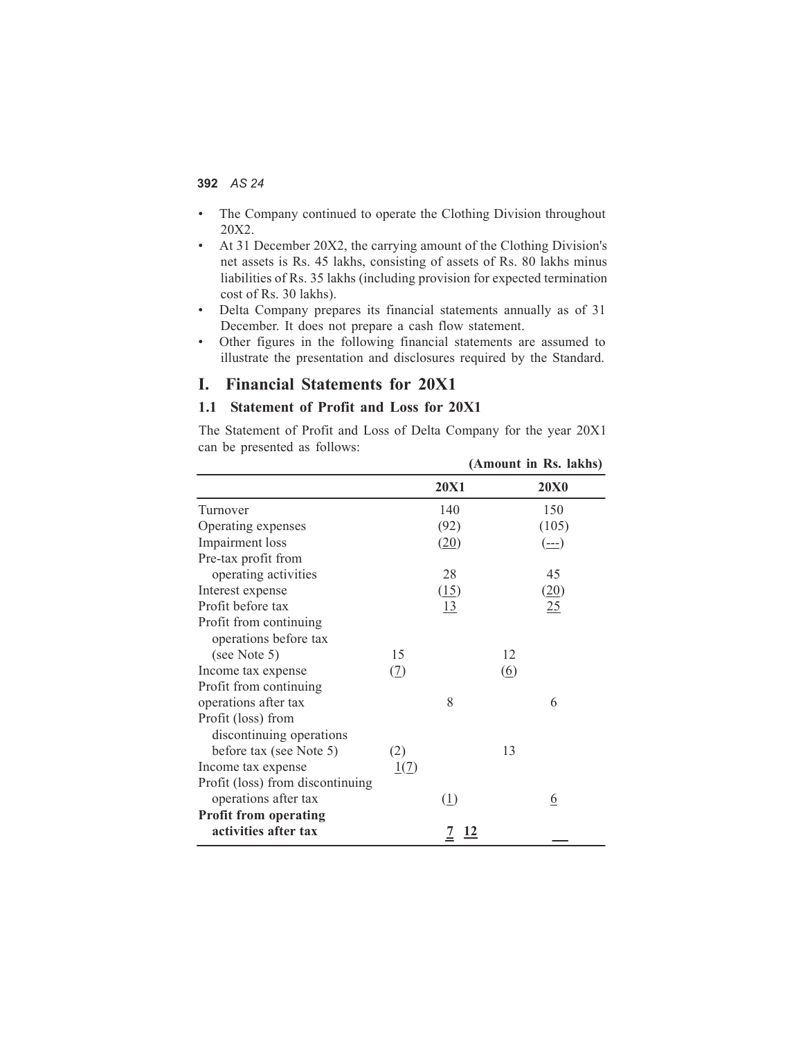- The Company continued to operate the Clothing Division throughout 20X2.
- At 31 December 20X2, the carrying amount of the Clothing Division's net assets is Rs. 45 lakhs, consisting of assets of Rs. 80 lakhs minus liabilities of Rs. 35 lakhs (including provision for expected termination cost of Rs. 30 lakhs).
- Delta Company prepares its financial statements annually as of 31 December. It does not prepare a cash flow statement.
- Other figures in the following financial statements are assumed to illustrate the presentation and disclosures required by the Standard.

# I. Financial Statements for 20X1

## 1.1 Statement of Profit and Loss for 20X1

The Statement of Profit and Loss of Delta Company for the year 20X1 can be presented as follows:

**(Amount in Rs. lakhs)**

| | | 20X1 | | 20X0 |
|---|---|---|---|---|
| Turnover | | 140 | | 150 |
| Operating expenses | | (92) | | (105) |
| Impairment loss | | (20) | | (---) |
| Pre-tax profit from operating activities | | 28 | | 45 |
| Interest expense | | (15) | | (20) |
| Profit before tax | | 13 | | 25 |
| Profit from continuing operations before tax (see Note 5) | 15 | | 12 | |
| Income tax expense | (7) | | (6) | |
| Profit from continuing operations after tax | | 8 | | 6 |
| Profit (loss) from discontinuing operations before tax (see Note 5) | (2) | | 13 | |
| Income tax expense | 1(7) | | | |
| Profit (loss) from discontinuing operations after tax | | (1) | | 6 |
| **Profit from operating activities after tax** | | **7 12** | | |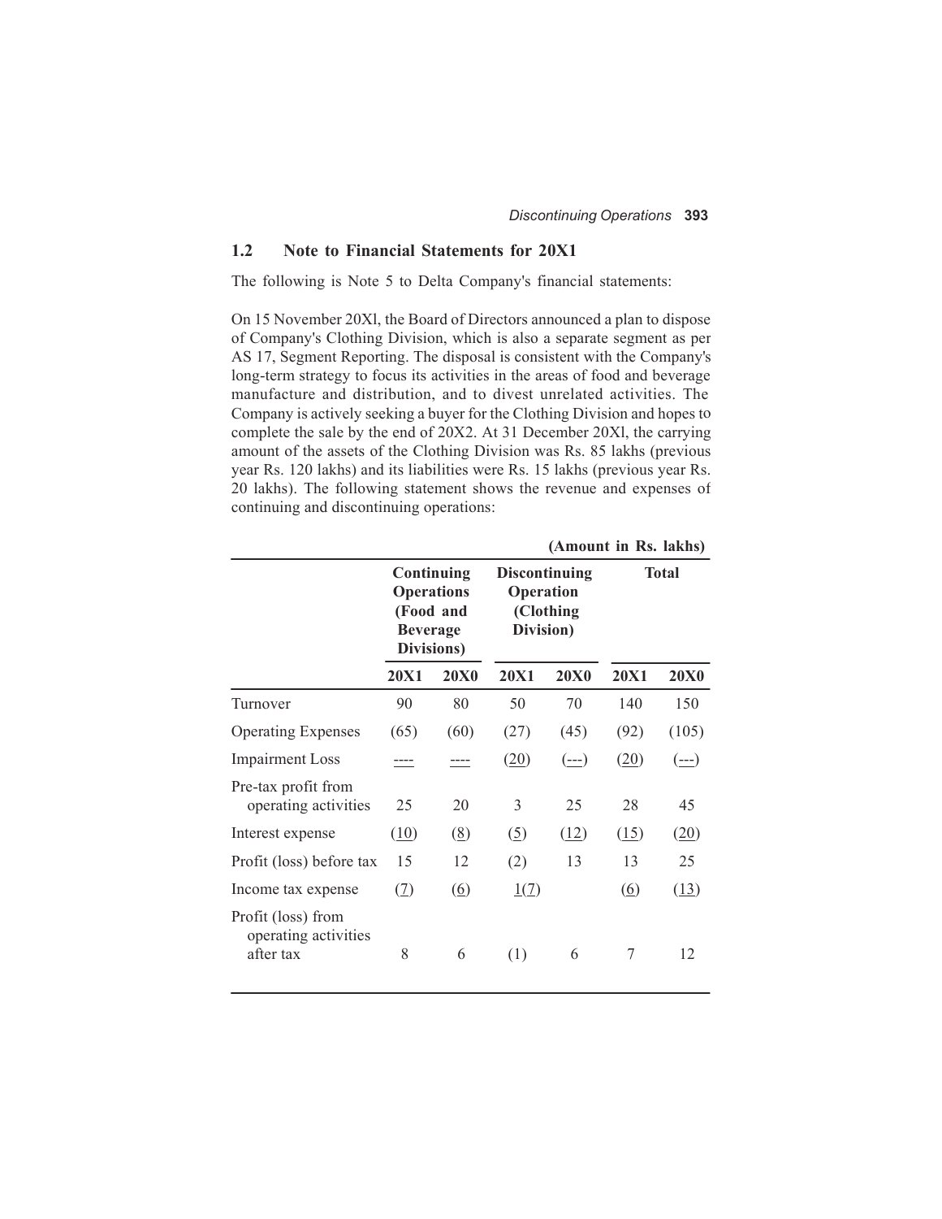## 1.2 Note to Financial Statements for 20X1

The following is Note 5 to Delta Company's financial statements:

On 15 November 20Xl, the Board of Directors announced a plan to dispose of Company's Clothing Division, which is also a separate segment as per AS 17, Segment Reporting. The disposal is consistent with the Company's long-term strategy to focus its activities in the areas of food and beverage manufacture and distribution, and to divest unrelated activities. The Company is actively seeking a buyer for the Clothing Division and hopes to complete the sale by the end of 20X2. At 31 December 20Xl, the carrying amount of the assets of the Clothing Division was Rs. 85 lakhs (previous year Rs. 120 lakhs) and its liabilities were Rs. 15 lakhs (previous year Rs. 20 lakhs). The following statement shows the revenue and expenses of continuing and discontinuing operations:

**(Amount in Rs. lakhs)**

| | **Continuing Operations (Food and Beverage Divisions)** | | **Discontinuing Operation (Clothing Division)** | | **Total** | |
|---|---|---|---|---|---|---|
| | **20X1** | **20X0** | **20X1** | **20X0** | **20X1** | **20X0** |
| Turnover | 90 | 80 | 50 | 70 | 140 | 150 |
| Operating Expenses | (65) | (60) | (27) | (45) | (92) | (105) |
| Impairment Loss | ---- | ---- | (20) | (---) | (20) | (---) |
| Pre-tax profit from operating activities | 25 | 20 | 3 | 25 | 28 | 45 |
| Interest expense | (10) | (8) | (5) | (12) | (15) | (20) |
| Profit (loss) before tax | 15 | 12 | (2) | 13 | 13 | 25 |
| Income tax expense | (7) | (6) | 1(7) | | (6) | (13) |
| Profit (loss) from operating activities after tax | 8 | 6 | (1) | 6 | 7 | 12 |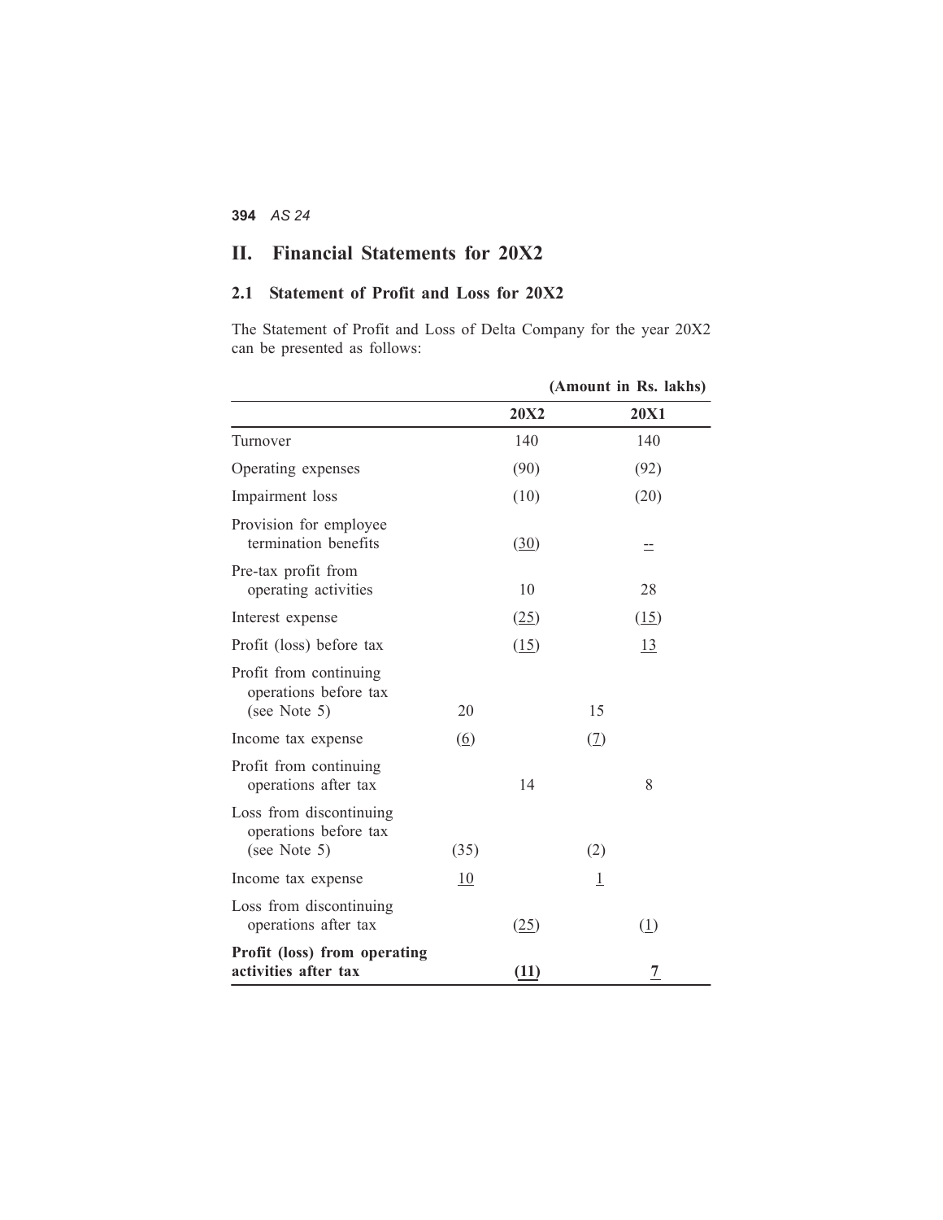## II. Financial Statements for 20X2

### 2.1 Statement of Profit and Loss for 20X2

The Statement of Profit and Loss of Delta Company for the year 20X2 can be presented as follows:

(Amount in Rs. lakhs)

| | | 20X2 | | 20X1 |
|---|---|---|---|---|
| Turnover | | 140 | | 140 |
| Operating expenses | | (90) | | (92) |
| Impairment loss | | (10) | | (20) |
| Provision for employee termination benefits | | (30) | | -- |
| Pre-tax profit from operating activities | | 10 | | 28 |
| Interest expense | | (25) | | (15) |
| Profit (loss) before tax | | (15) | | 13 |
| Profit from continuing operations before tax (see Note 5) | 20 | | 15 | |
| Income tax expense | (6) | | (7) | |
| Profit from continuing operations after tax | | 14 | | 8 |
| Loss from discontinuing operations before tax (see Note 5) | (35) | | (2) | |
| Income tax expense | 10 | | 1 | |
| Loss from discontinuing operations after tax | | (25) | | (1) |
| **Profit (loss) from operating activities after tax** | | **(11)** | | **7** |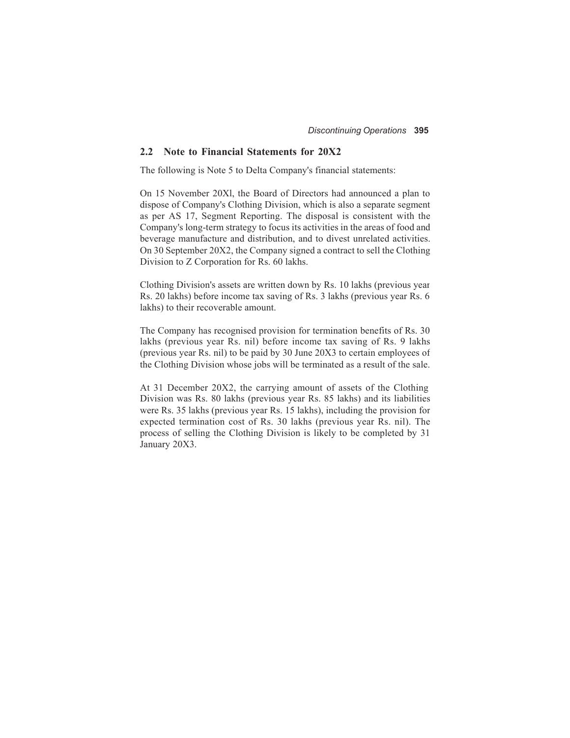## 2.2 Note to Financial Statements for 20X2

The following is Note 5 to Delta Company's financial statements:

On 15 November 20Xl, the Board of Directors had announced a plan to dispose of Company's Clothing Division, which is also a separate segment as per AS 17, Segment Reporting. The disposal is consistent with the Company's long-term strategy to focus its activities in the areas of food and beverage manufacture and distribution, and to divest unrelated activities. On 30 September 20X2, the Company signed a contract to sell the Clothing Division to Z Corporation for Rs. 60 lakhs.

Clothing Division's assets are written down by Rs. 10 lakhs (previous year Rs. 20 lakhs) before income tax saving of Rs. 3 lakhs (previous year Rs. 6 lakhs) to their recoverable amount.

The Company has recognised provision for termination benefits of Rs. 30 lakhs (previous year Rs. nil) before income tax saving of Rs. 9 lakhs (previous year Rs. nil) to be paid by 30 June 20X3 to certain employees of the Clothing Division whose jobs will be terminated as a result of the sale.

At 31 December 20X2, the carrying amount of assets of the Clothing Division was Rs. 80 lakhs (previous year Rs. 85 lakhs) and its liabilities were Rs. 35 lakhs (previous year Rs. 15 lakhs), including the provision for expected termination cost of Rs. 30 lakhs (previous year Rs. nil). The process of selling the Clothing Division is likely to be completed by 31 January 20X3.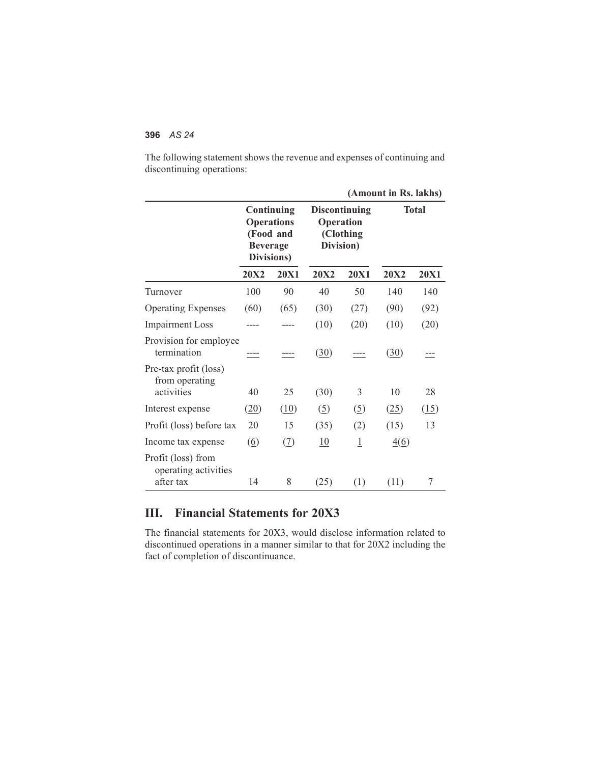The following statement shows the revenue and expenses of continuing and discontinuing operations:

(Amount in Rs. lakhs)

| | Continuing Operations (Food and Beverage Divisions) | | Discontinuing Operation (Clothing Division) | | Total | |
|---|---|---|---|---|---|---|
| | 20X2 | 20X1 | 20X2 | 20X1 | 20X2 | 20X1 |
| Turnover | 100 | 90 | 40 | 50 | 140 | 140 |
| Operating Expenses | (60) | (65) | (30) | (27) | (90) | (92) |
| Impairment Loss | ---- | ---- | (10) | (20) | (10) | (20) |
| Provision for employee termination | ---- | ---- | (30) | ---- | (30) | --- |
| Pre-tax profit (loss) from operating activities | 40 | 25 | (30) | 3 | 10 | 28 |
| Interest expense | (20) | (10) | (5) | (5) | (25) | (15) |
| Profit (loss) before tax | 20 | 15 | (35) | (2) | (15) | 13 |
| Income tax expense | (6) | (7) | 10 | 1 | 4(6) | |
| Profit (loss) from operating activities after tax | 14 | 8 | (25) | (1) | (11) | 7 |

## III. Financial Statements for 20X3

The financial statements for 20X3, would disclose information related to discontinued operations in a manner similar to that for 20X2 including the fact of completion of discontinuance.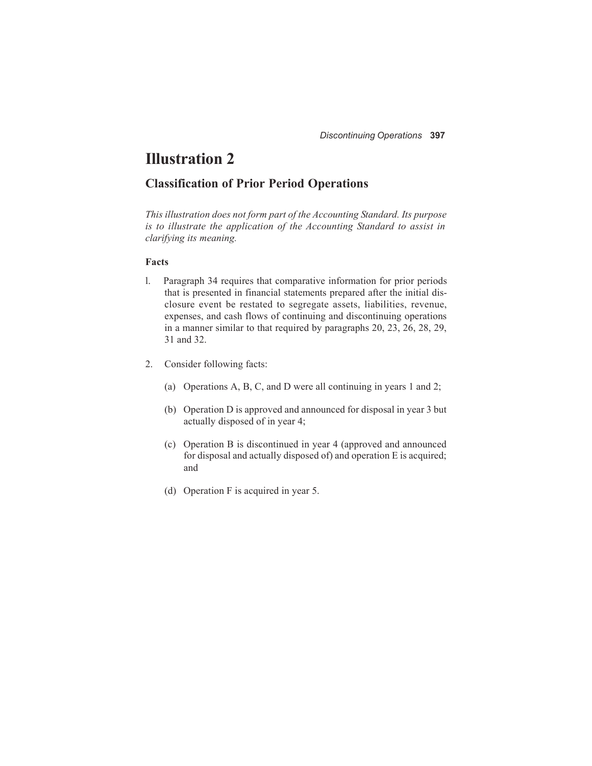# Illustration 2

## Classification of Prior Period Operations

*This illustration does not form part of the Accounting Standard. Its purpose is to illustrate the application of the Accounting Standard to assist in clarifying its meaning.*

**Facts**

1. Paragraph 34 requires that comparative information for prior periods that is presented in financial statements prepared after the initial disclosure event be restated to segregate assets, liabilities, revenue, expenses, and cash flows of continuing and discontinuing operations in a manner similar to that required by paragraphs 20, 23, 26, 28, 29, 31 and 32.

2. Consider following facts:

   (a) Operations A, B, C, and D were all continuing in years 1 and 2;

   (b) Operation D is approved and announced for disposal in year 3 but actually disposed of in year 4;

   (c) Operation B is discontinued in year 4 (approved and announced for disposal and actually disposed of) and operation E is acquired; and

   (d) Operation F is acquired in year 5.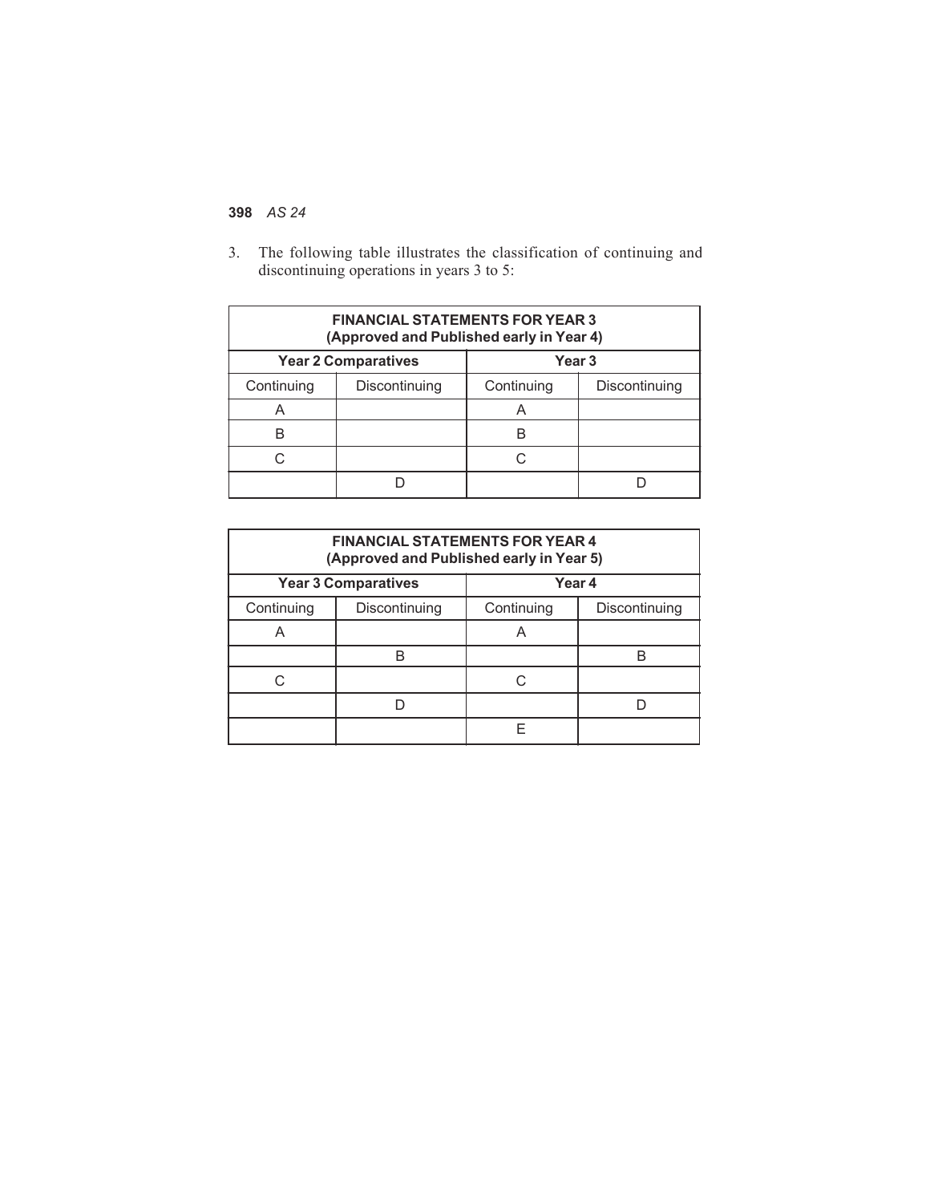3. The following table illustrates the classification of continuing and discontinuing operations in years 3 to 5:

| FINANCIAL STATEMENTS FOR YEAR 3 (Approved and Published early in Year 4) | | | |
|---|---|---|---|
| **Year 2 Comparatives** | | **Year 3** | |
| Continuing | Discontinuing | Continuing | Discontinuing |
| A | | A | |
| B | | B | |
| C | | C | |
| | D | | D |

| FINANCIAL STATEMENTS FOR YEAR 4 (Approved and Published early in Year 5) | | | |
|---|---|---|---|
| **Year 3 Comparatives** | | **Year 4** | |
| Continuing | Discontinuing | Continuing | Discontinuing |
| A | | A | |
| | B | | B |
| C | | C | |
| | D | | D |
| | | E | |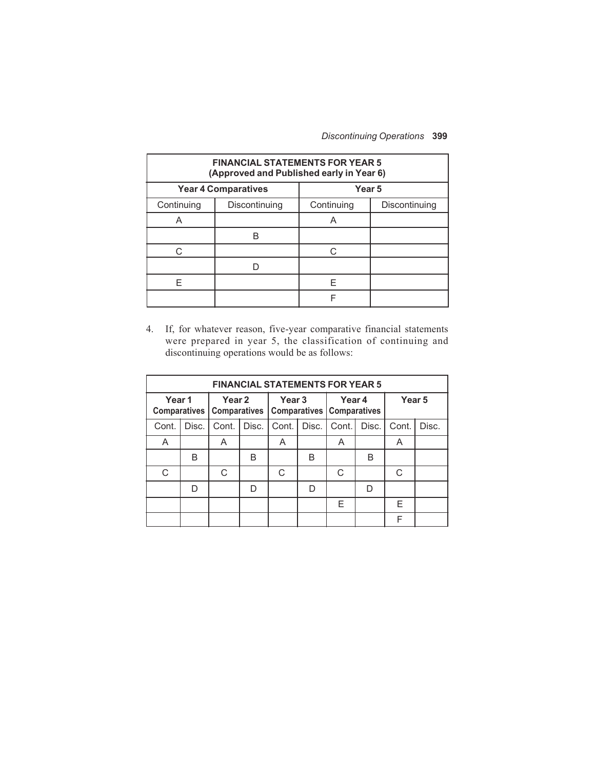| FINANCIAL STATEMENTS FOR YEAR 5 (Approved and Published early in Year 6) | | | |
|---|---|---|---|
| **Year 4 Comparatives** | | **Year 5** | |
| Continuing | Discontinuing | Continuing | Discontinuing |
| A | | A | |
| | B | | |
| C | | C | |
| | D | | |
| E | | E | |
| | | F | |

4. If, for whatever reason, five-year comparative financial statements were prepared in year 5, the classification of continuing and discontinuing operations would be as follows:

| FINANCIAL STATEMENTS FOR YEAR 5 | | | | | | | | | |
|---|---|---|---|---|---|---|---|---|---|
| **Year 1 Comparatives** | | **Year 2 Comparatives** | | **Year 3 Comparatives** | | **Year 4 Comparatives** | | **Year 5** | |
| Cont. | Disc. | Cont. | Disc. | Cont. | Disc. | Cont. | Disc. | Cont. | Disc. |
| A | | A | | A | | A | | A | |
| | B | | B | | B | | B | | |
| C | | C | | C | | C | | C | |
| | D | | D | | D | | D | | |
| | | | | | | E | | E | |
| | | | | | | | | F | |